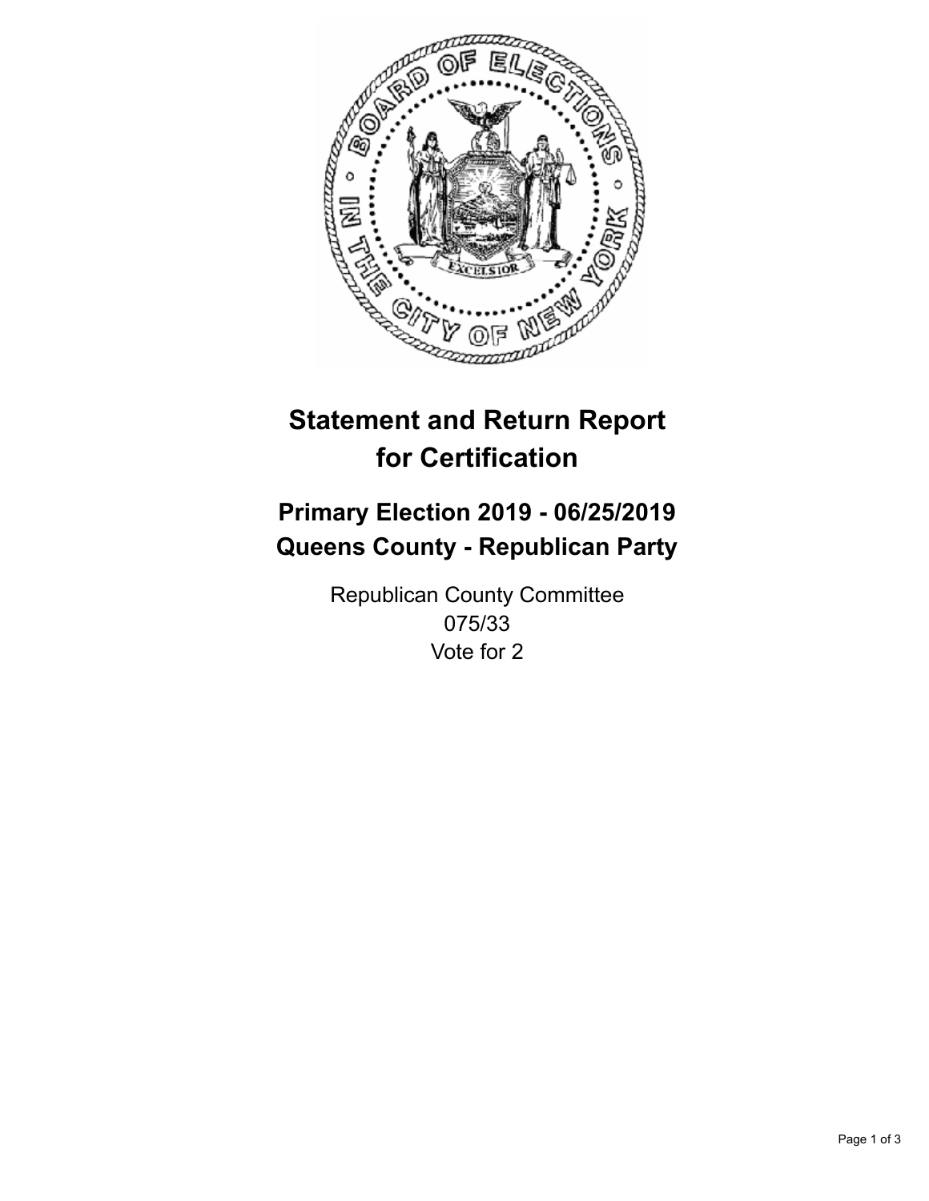# Statement and Return Report for Certification

## Primary Election 2019 - 06/25/2019
## Queens County - Republican Party

Republican County Committee
075/33
Vote for 2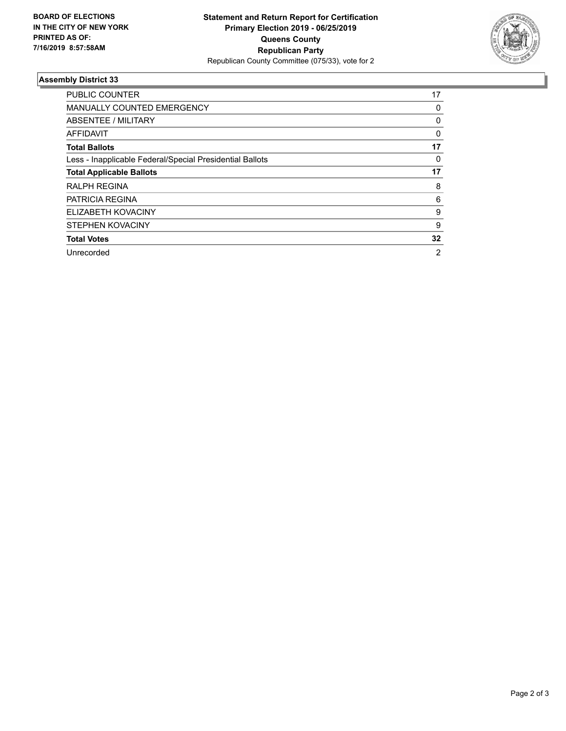**BOARD OF ELECTIONS IN THE CITY OF NEW YORK PRINTED AS OF: 7/16/2019 8:57:58AM**

**Statement and Return Report for Certification**
**Primary Election 2019 - 06/25/2019**
**Queens County**
**Republican Party**
Republican County Committee (075/33), vote for 2

## Assembly District 33

| | |
|---|---|
| PUBLIC COUNTER | 17 |
| MANUALLY COUNTED EMERGENCY | 0 |
| ABSENTEE / MILITARY | 0 |
| AFFIDAVIT | 0 |
| **Total Ballots** | **17** |
| Less - Inapplicable Federal/Special Presidential Ballots | 0 |
| **Total Applicable Ballots** | **17** |
| RALPH REGINA | 8 |
| PATRICIA REGINA | 6 |
| ELIZABETH KOVACINY | 9 |
| STEPHEN KOVACINY | 9 |
| **Total Votes** | **32** |
| Unrecorded | 2 |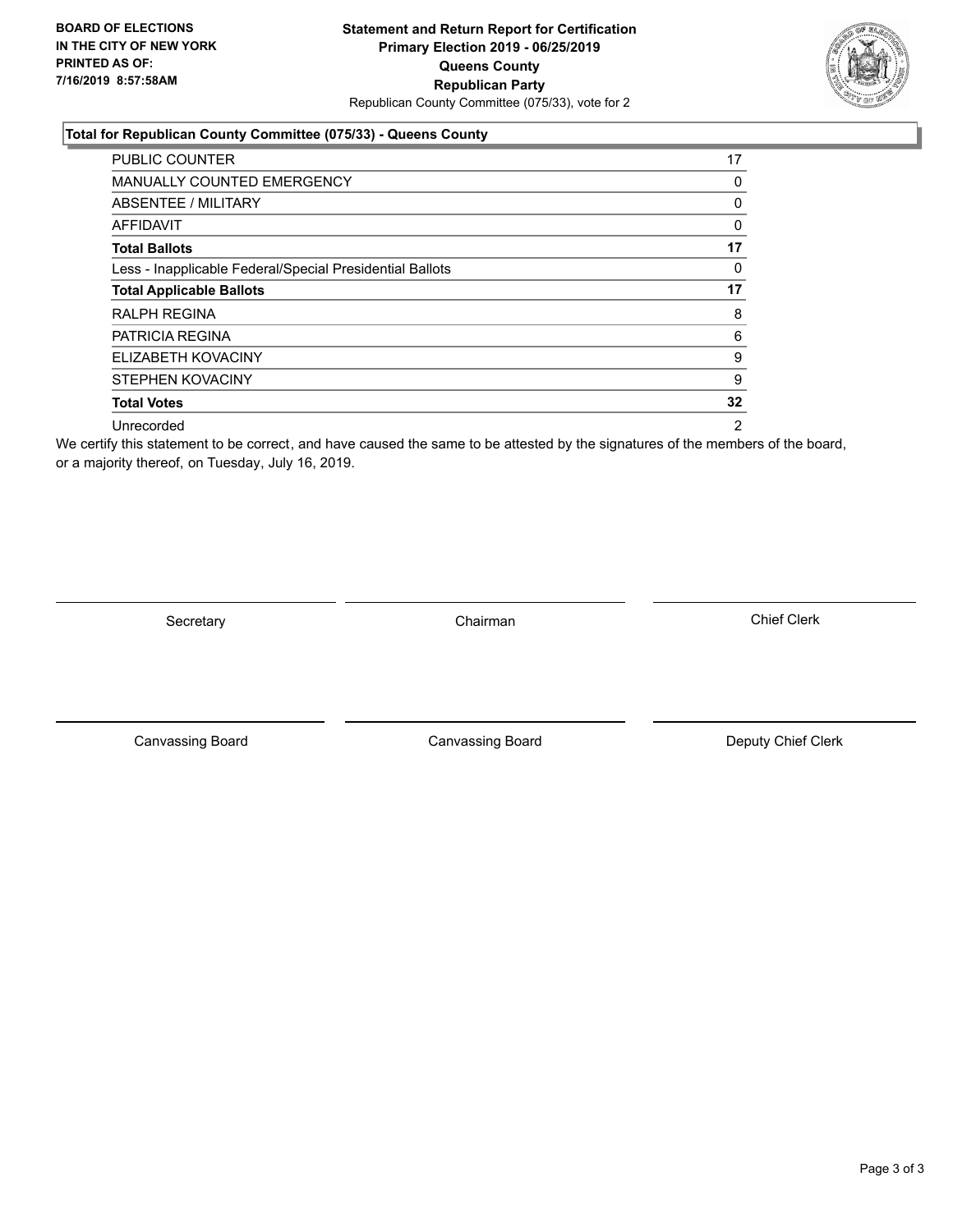**BOARD OF ELECTIONS IN THE CITY OF NEW YORK PRINTED AS OF: 7/16/2019 8:57:58AM**

**Statement and Return Report for Certification**
**Primary Election 2019 - 06/25/2019**
**Queens County**
**Republican Party**
Republican County Committee (075/33), vote for 2

**Total for Republican County Committee (075/33) - Queens County**

| | |
|---|---|
| PUBLIC COUNTER | 17 |
| MANUALLY COUNTED EMERGENCY | 0 |
| ABSENTEE / MILITARY | 0 |
| AFFIDAVIT | 0 |
| **Total Ballots** | **17** |
| Less - Inapplicable Federal/Special Presidential Ballots | 0 |
| **Total Applicable Ballots** | **17** |
| RALPH REGINA | 8 |
| PATRICIA REGINA | 6 |
| ELIZABETH KOVACINY | 9 |
| STEPHEN KOVACINY | 9 |
| **Total Votes** | **32** |
| Unrecorded | 2 |

We certify this statement to be correct, and have caused the same to be attested by the signatures of the members of the board, or a majority thereof, on Tuesday, July 16, 2019.

Secretary

Chairman

Chief Clerk

Canvassing Board

Canvassing Board

Deputy Chief Clerk